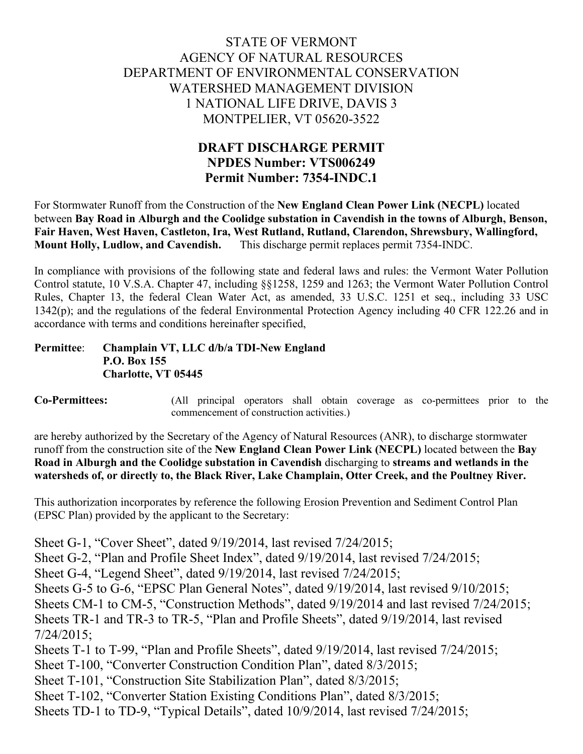STATE OF VERMONT
AGENCY OF NATURAL RESOURCES
DEPARTMENT OF ENVIRONMENTAL CONSERVATION
WATERSHED MANAGEMENT DIVISION
1 NATIONAL LIFE DRIVE, DAVIS 3
MONTPELIER, VT 05620-3522

# DRAFT DISCHARGE PERMIT
## NPDES Number: VTS006249
## Permit Number: 7354-INDC.1

For Stormwater Runoff from the Construction of the **New England Clean Power Link (NECPL)** located between **Bay Road in Alburgh and the Coolidge substation in Cavendish in the towns of Alburgh, Benson, Fair Haven, West Haven, Castleton, Ira, West Rutland, Rutland, Clarendon, Shrewsbury, Wallingford, Mount Holly, Ludlow, and Cavendish.** This discharge permit replaces permit 7354-INDC.

In compliance with provisions of the following state and federal laws and rules: the Vermont Water Pollution Control statute, 10 V.S.A. Chapter 47, including §§1258, 1259 and 1263; the Vermont Water Pollution Control Rules, Chapter 13, the federal Clean Water Act, as amended, 33 U.S.C. 1251 et seq., including 33 USC 1342(p); and the regulations of the federal Environmental Protection Agency including 40 CFR 122.26 and in accordance with terms and conditions hereinafter specified,

**Permittee**: **Champlain VT, LLC d/b/a TDI-New England**
**P.O. Box 155**
**Charlotte, VT 05445**

**Co-Permittees:** (All principal operators shall obtain coverage as co-permittees prior to the commencement of construction activities.)

are hereby authorized by the Secretary of the Agency of Natural Resources (ANR), to discharge stormwater runoff from the construction site of the **New England Clean Power Link (NECPL)** located between the **Bay Road in Alburgh and the Coolidge substation in Cavendish** discharging to **streams and wetlands in the watersheds of, or directly to, the Black River, Lake Champlain, Otter Creek, and the Poultney River.**

This authorization incorporates by reference the following Erosion Prevention and Sediment Control Plan (EPSC Plan) provided by the applicant to the Secretary:

Sheet G-1, "Cover Sheet", dated 9/19/2014, last revised 7/24/2015;
Sheet G-2, "Plan and Profile Sheet Index", dated 9/19/2014, last revised 7/24/2015;
Sheet G-4, "Legend Sheet", dated 9/19/2014, last revised 7/24/2015;
Sheets G-5 to G-6, "EPSC Plan General Notes", dated 9/19/2014, last revised 9/10/2015;
Sheets CM-1 to CM-5, "Construction Methods", dated 9/19/2014 and last revised 7/24/2015;
Sheets TR-1 and TR-3 to TR-5, "Plan and Profile Sheets", dated 9/19/2014, last revised 7/24/2015;
Sheets T-1 to T-99, "Plan and Profile Sheets", dated 9/19/2014, last revised 7/24/2015;
Sheet T-100, "Converter Construction Condition Plan", dated 8/3/2015;
Sheet T-101, "Construction Site Stabilization Plan", dated 8/3/2015;
Sheet T-102, "Converter Station Existing Conditions Plan", dated 8/3/2015;
Sheets TD-1 to TD-9, "Typical Details", dated 10/9/2014, last revised 7/24/2015;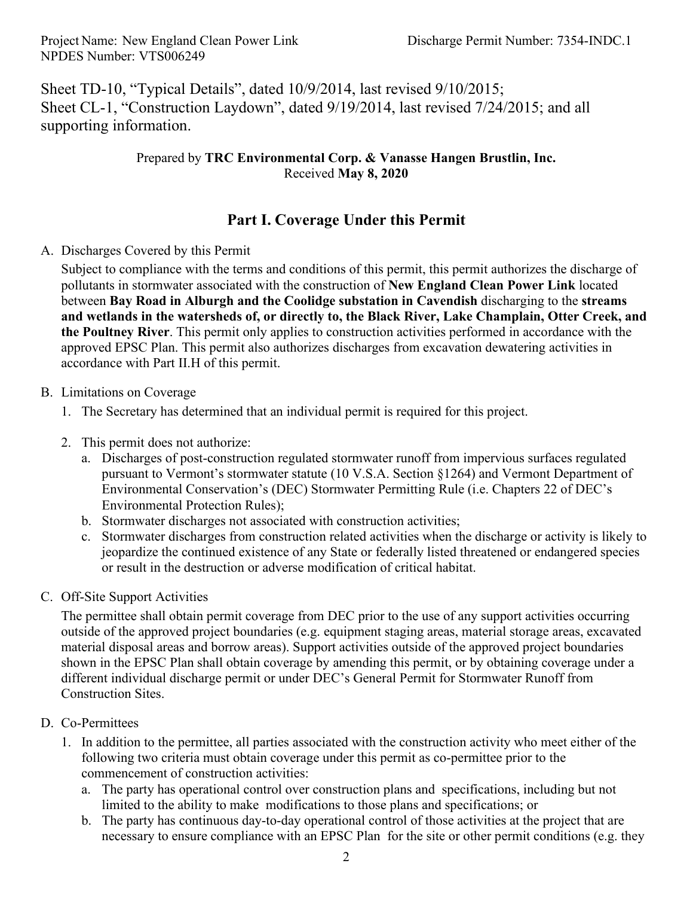Sheet TD-10, "Typical Details", dated 10/9/2014, last revised 9/10/2015;
Sheet CL-1, "Construction Laydown", dated 9/19/2014, last revised 7/24/2015; and all supporting information.

Prepared by **TRC Environmental Corp. & Vanasse Hangen Brustlin, Inc.**
Received **May 8, 2020**

## Part I. Coverage Under this Permit

A. Discharges Covered by this Permit

Subject to compliance with the terms and conditions of this permit, this permit authorizes the discharge of pollutants in stormwater associated with the construction of **New England Clean Power Link** located between **Bay Road in Alburgh and the Coolidge substation in Cavendish** discharging to the **streams and wetlands in the watersheds of, or directly to, the Black River, Lake Champlain, Otter Creek, and the Poultney River**. This permit only applies to construction activities performed in accordance with the approved EPSC Plan. This permit also authorizes discharges from excavation dewatering activities in accordance with Part II.H of this permit.

B. Limitations on Coverage

1. The Secretary has determined that an individual permit is required for this project.
2. This permit does not authorize:
   a. Discharges of post-construction regulated stormwater runoff from impervious surfaces regulated pursuant to Vermont's stormwater statute (10 V.S.A. Section §1264) and Vermont Department of Environmental Conservation's (DEC) Stormwater Permitting Rule (i.e. Chapters 22 of DEC's Environmental Protection Rules);
   b. Stormwater discharges not associated with construction activities;
   c. Stormwater discharges from construction related activities when the discharge or activity is likely to jeopardize the continued existence of any State or federally listed threatened or endangered species or result in the destruction or adverse modification of critical habitat.

C. Off-Site Support Activities

The permittee shall obtain permit coverage from DEC prior to the use of any support activities occurring outside of the approved project boundaries (e.g. equipment staging areas, material storage areas, excavated material disposal areas and borrow areas). Support activities outside of the approved project boundaries shown in the EPSC Plan shall obtain coverage by amending this permit, or by obtaining coverage under a different individual discharge permit or under DEC's General Permit for Stormwater Runoff from Construction Sites.

D. Co-Permittees

1. In addition to the permittee, all parties associated with the construction activity who meet either of the following two criteria must obtain coverage under this permit as co-permittee prior to the commencement of construction activities:
   a. The party has operational control over construction plans and specifications, including but not limited to the ability to make modifications to those plans and specifications; or
   b. The party has continuous day-to-day operational control of those activities at the project that are necessary to ensure compliance with an EPSC Plan for the site or other permit conditions (e.g. they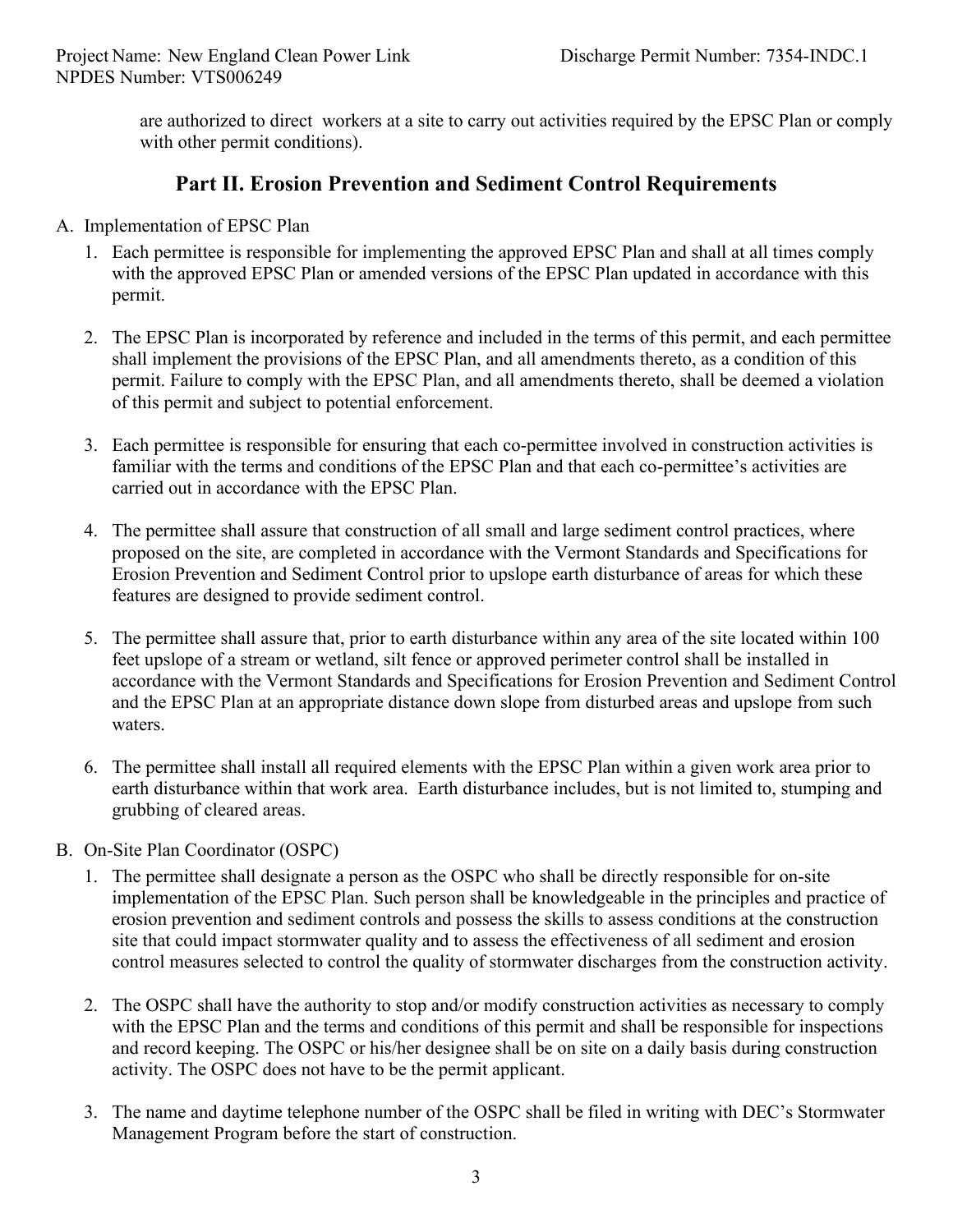are authorized to direct  workers at a site to carry out activities required by the EPSC Plan or comply with other permit conditions).

## Part II. Erosion Prevention and Sediment Control Requirements

A. Implementation of EPSC Plan

1. Each permittee is responsible for implementing the approved EPSC Plan and shall at all times comply with the approved EPSC Plan or amended versions of the EPSC Plan updated in accordance with this permit.

2. The EPSC Plan is incorporated by reference and included in the terms of this permit, and each permittee shall implement the provisions of the EPSC Plan, and all amendments thereto, as a condition of this permit. Failure to comply with the EPSC Plan, and all amendments thereto, shall be deemed a violation of this permit and subject to potential enforcement.

3. Each permittee is responsible for ensuring that each co-permittee involved in construction activities is familiar with the terms and conditions of the EPSC Plan and that each co-permittee's activities are carried out in accordance with the EPSC Plan.

4. The permittee shall assure that construction of all small and large sediment control practices, where proposed on the site, are completed in accordance with the Vermont Standards and Specifications for Erosion Prevention and Sediment Control prior to upslope earth disturbance of areas for which these features are designed to provide sediment control.

5. The permittee shall assure that, prior to earth disturbance within any area of the site located within 100 feet upslope of a stream or wetland, silt fence or approved perimeter control shall be installed in accordance with the Vermont Standards and Specifications for Erosion Prevention and Sediment Control and the EPSC Plan at an appropriate distance down slope from disturbed areas and upslope from such waters.

6. The permittee shall install all required elements with the EPSC Plan within a given work area prior to earth disturbance within that work area.  Earth disturbance includes, but is not limited to, stumping and grubbing of cleared areas.

B. On-Site Plan Coordinator (OSPC)

1. The permittee shall designate a person as the OSPC who shall be directly responsible for on-site implementation of the EPSC Plan. Such person shall be knowledgeable in the principles and practice of erosion prevention and sediment controls and possess the skills to assess conditions at the construction site that could impact stormwater quality and to assess the effectiveness of all sediment and erosion control measures selected to control the quality of stormwater discharges from the construction activity.

2. The OSPC shall have the authority to stop and/or modify construction activities as necessary to comply with the EPSC Plan and the terms and conditions of this permit and shall be responsible for inspections and record keeping. The OSPC or his/her designee shall be on site on a daily basis during construction activity. The OSPC does not have to be the permit applicant.

3. The name and daytime telephone number of the OSPC shall be filed in writing with DEC's Stormwater Management Program before the start of construction.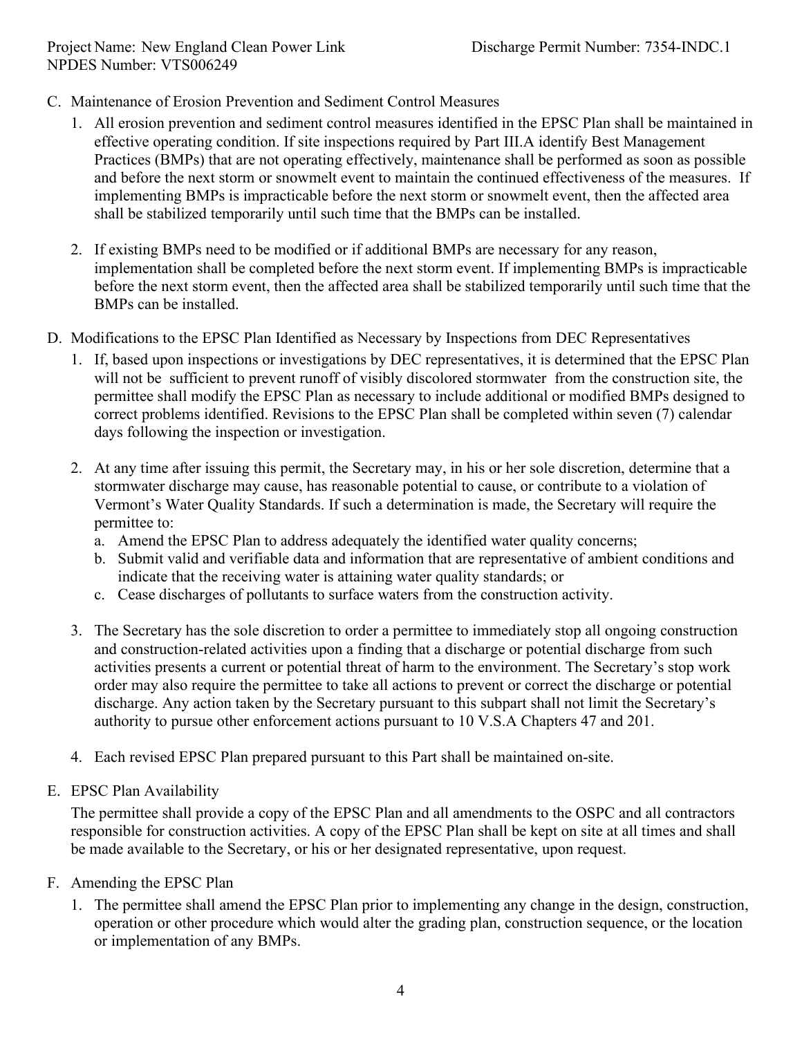C. Maintenance of Erosion Prevention and Sediment Control Measures

1. All erosion prevention and sediment control measures identified in the EPSC Plan shall be maintained in effective operating condition. If site inspections required by Part III.A identify Best Management Practices (BMPs) that are not operating effectively, maintenance shall be performed as soon as possible and before the next storm or snowmelt event to maintain the continued effectiveness of the measures. If implementing BMPs is impracticable before the next storm or snowmelt event, then the affected area shall be stabilized temporarily until such time that the BMPs can be installed.

2. If existing BMPs need to be modified or if additional BMPs are necessary for any reason, implementation shall be completed before the next storm event. If implementing BMPs is impracticable before the next storm event, then the affected area shall be stabilized temporarily until such time that the BMPs can be installed.

D. Modifications to the EPSC Plan Identified as Necessary by Inspections from DEC Representatives

1. If, based upon inspections or investigations by DEC representatives, it is determined that the EPSC Plan will not be sufficient to prevent runoff of visibly discolored stormwater from the construction site, the permittee shall modify the EPSC Plan as necessary to include additional or modified BMPs designed to correct problems identified. Revisions to the EPSC Plan shall be completed within seven (7) calendar days following the inspection or investigation.

2. At any time after issuing this permit, the Secretary may, in his or her sole discretion, determine that a stormwater discharge may cause, has reasonable potential to cause, or contribute to a violation of Vermont's Water Quality Standards. If such a determination is made, the Secretary will require the permittee to:
   a. Amend the EPSC Plan to address adequately the identified water quality concerns;
   b. Submit valid and verifiable data and information that are representative of ambient conditions and indicate that the receiving water is attaining water quality standards; or
   c. Cease discharges of pollutants to surface waters from the construction activity.

3. The Secretary has the sole discretion to order a permittee to immediately stop all ongoing construction and construction-related activities upon a finding that a discharge or potential discharge from such activities presents a current or potential threat of harm to the environment. The Secretary's stop work order may also require the permittee to take all actions to prevent or correct the discharge or potential discharge. Any action taken by the Secretary pursuant to this subpart shall not limit the Secretary's authority to pursue other enforcement actions pursuant to 10 V.S.A Chapters 47 and 201.

4. Each revised EPSC Plan prepared pursuant to this Part shall be maintained on-site.

E. EPSC Plan Availability

The permittee shall provide a copy of the EPSC Plan and all amendments to the OSPC and all contractors responsible for construction activities. A copy of the EPSC Plan shall be kept on site at all times and shall be made available to the Secretary, or his or her designated representative, upon request.

F. Amending the EPSC Plan

1. The permittee shall amend the EPSC Plan prior to implementing any change in the design, construction, operation or other procedure which would alter the grading plan, construction sequence, or the location or implementation of any BMPs.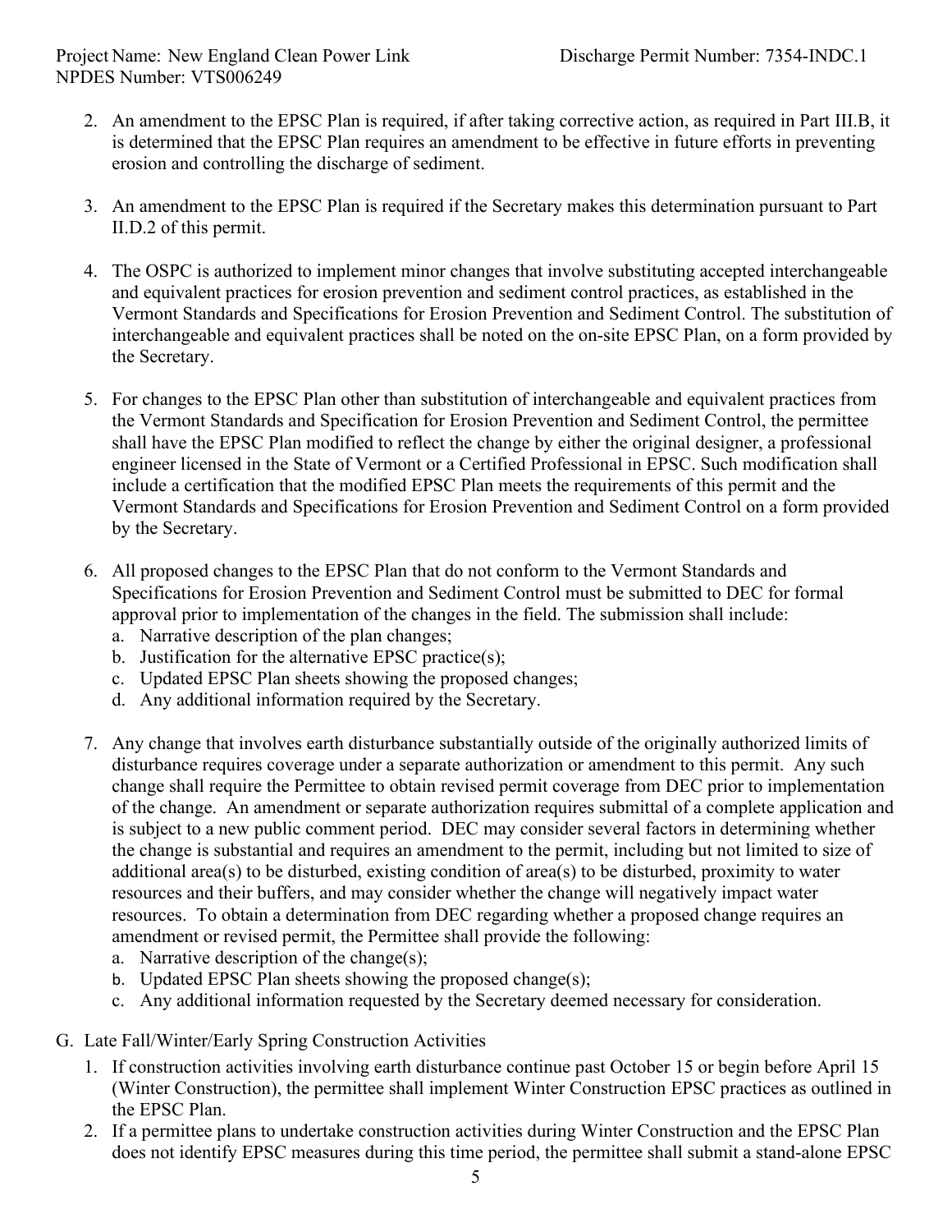2. An amendment to the EPSC Plan is required, if after taking corrective action, as required in Part III.B, it is determined that the EPSC Plan requires an amendment to be effective in future efforts in preventing erosion and controlling the discharge of sediment.

3. An amendment to the EPSC Plan is required if the Secretary makes this determination pursuant to Part II.D.2 of this permit.

4. The OSPC is authorized to implement minor changes that involve substituting accepted interchangeable and equivalent practices for erosion prevention and sediment control practices, as established in the Vermont Standards and Specifications for Erosion Prevention and Sediment Control. The substitution of interchangeable and equivalent practices shall be noted on the on-site EPSC Plan, on a form provided by the Secretary.

5. For changes to the EPSC Plan other than substitution of interchangeable and equivalent practices from the Vermont Standards and Specification for Erosion Prevention and Sediment Control, the permittee shall have the EPSC Plan modified to reflect the change by either the original designer, a professional engineer licensed in the State of Vermont or a Certified Professional in EPSC. Such modification shall include a certification that the modified EPSC Plan meets the requirements of this permit and the Vermont Standards and Specifications for Erosion Prevention and Sediment Control on a form provided by the Secretary.

6. All proposed changes to the EPSC Plan that do not conform to the Vermont Standards and Specifications for Erosion Prevention and Sediment Control must be submitted to DEC for formal approval prior to implementation of the changes in the field. The submission shall include:
   a. Narrative description of the plan changes;
   b. Justification for the alternative EPSC practice(s);
   c. Updated EPSC Plan sheets showing the proposed changes;
   d. Any additional information required by the Secretary.

7. Any change that involves earth disturbance substantially outside of the originally authorized limits of disturbance requires coverage under a separate authorization or amendment to this permit. Any such change shall require the Permittee to obtain revised permit coverage from DEC prior to implementation of the change. An amendment or separate authorization requires submittal of a complete application and is subject to a new public comment period. DEC may consider several factors in determining whether the change is substantial and requires an amendment to the permit, including but not limited to size of additional area(s) to be disturbed, existing condition of area(s) to be disturbed, proximity to water resources and their buffers, and may consider whether the change will negatively impact water resources. To obtain a determination from DEC regarding whether a proposed change requires an amendment or revised permit, the Permittee shall provide the following:
   a. Narrative description of the change(s);
   b. Updated EPSC Plan sheets showing the proposed change(s);
   c. Any additional information requested by the Secretary deemed necessary for consideration.

G. Late Fall/Winter/Early Spring Construction Activities

1. If construction activities involving earth disturbance continue past October 15 or begin before April 15 (Winter Construction), the permittee shall implement Winter Construction EPSC practices as outlined in the EPSC Plan.
2. If a permittee plans to undertake construction activities during Winter Construction and the EPSC Plan does not identify EPSC measures during this time period, the permittee shall submit a stand-alone EPSC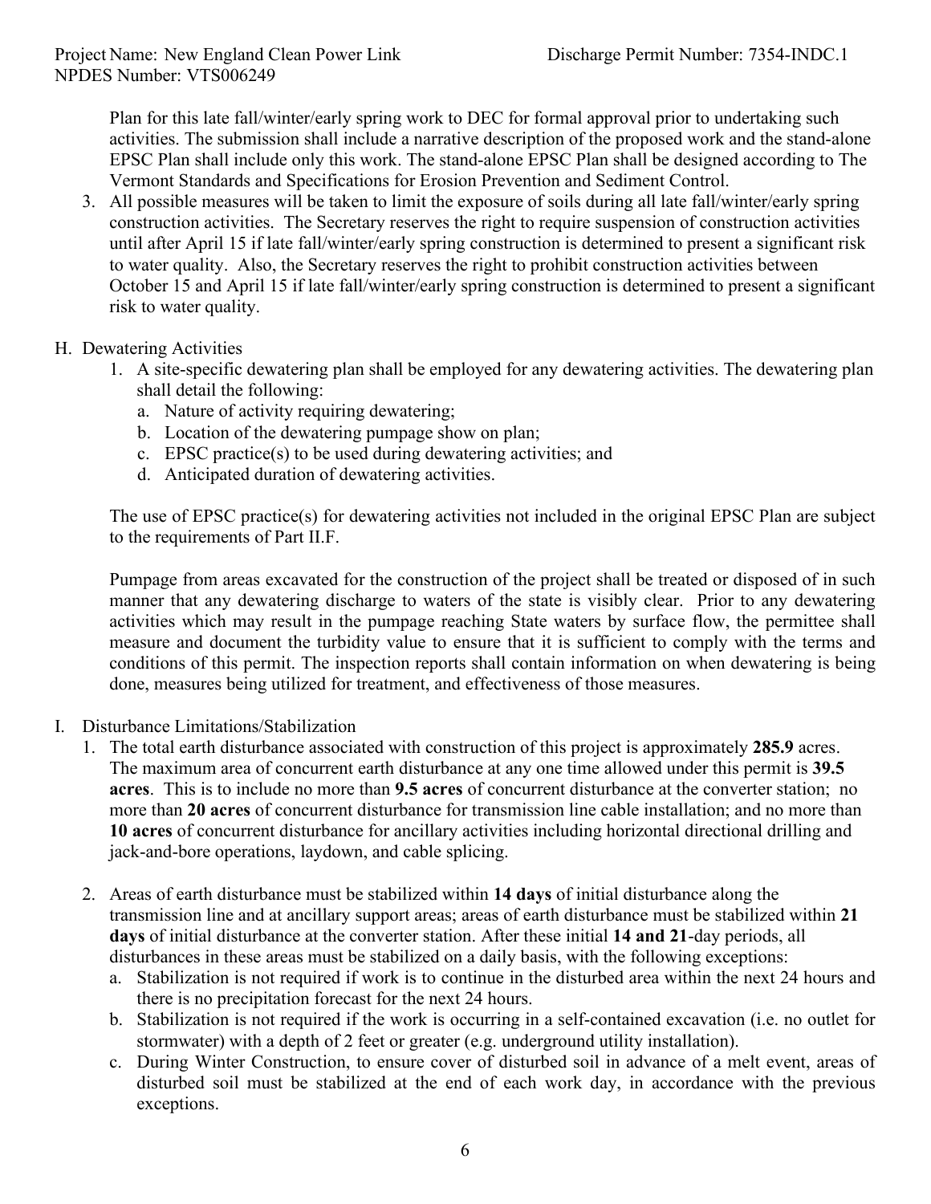Plan for this late fall/winter/early spring work to DEC for formal approval prior to undertaking such activities. The submission shall include a narrative description of the proposed work and the stand-alone EPSC Plan shall include only this work. The stand-alone EPSC Plan shall be designed according to The Vermont Standards and Specifications for Erosion Prevention and Sediment Control.

3. All possible measures will be taken to limit the exposure of soils during all late fall/winter/early spring construction activities. The Secretary reserves the right to require suspension of construction activities until after April 15 if late fall/winter/early spring construction is determined to present a significant risk to water quality. Also, the Secretary reserves the right to prohibit construction activities between October 15 and April 15 if late fall/winter/early spring construction is determined to present a significant risk to water quality.

H. Dewatering Activities

1. A site-specific dewatering plan shall be employed for any dewatering activities. The dewatering plan shall detail the following:
   a. Nature of activity requiring dewatering;
   b. Location of the dewatering pumpage show on plan;
   c. EPSC practice(s) to be used during dewatering activities; and
   d. Anticipated duration of dewatering activities.

   The use of EPSC practice(s) for dewatering activities not included in the original EPSC Plan are subject to the requirements of Part II.F.

   Pumpage from areas excavated for the construction of the project shall be treated or disposed of in such manner that any dewatering discharge to waters of the state is visibly clear. Prior to any dewatering activities which may result in the pumpage reaching State waters by surface flow, the permittee shall measure and document the turbidity value to ensure that it is sufficient to comply with the terms and conditions of this permit. The inspection reports shall contain information on when dewatering is being done, measures being utilized for treatment, and effectiveness of those measures.

I. Disturbance Limitations/Stabilization

1. The total earth disturbance associated with construction of this project is approximately **285.9** acres. The maximum area of concurrent earth disturbance at any one time allowed under this permit is **39.5 acres**. This is to include no more than **9.5 acres** of concurrent disturbance at the converter station; no more than **20 acres** of concurrent disturbance for transmission line cable installation; and no more than **10 acres** of concurrent disturbance for ancillary activities including horizontal directional drilling and jack-and-bore operations, laydown, and cable splicing.

2. Areas of earth disturbance must be stabilized within **14 days** of initial disturbance along the transmission line and at ancillary support areas; areas of earth disturbance must be stabilized within **21 days** of initial disturbance at the converter station. After these initial **14 and 21**-day periods, all disturbances in these areas must be stabilized on a daily basis, with the following exceptions:
   a. Stabilization is not required if work is to continue in the disturbed area within the next 24 hours and there is no precipitation forecast for the next 24 hours.
   b. Stabilization is not required if the work is occurring in a self-contained excavation (i.e. no outlet for stormwater) with a depth of 2 feet or greater (e.g. underground utility installation).
   c. During Winter Construction, to ensure cover of disturbed soil in advance of a melt event, areas of disturbed soil must be stabilized at the end of each work day, in accordance with the previous exceptions.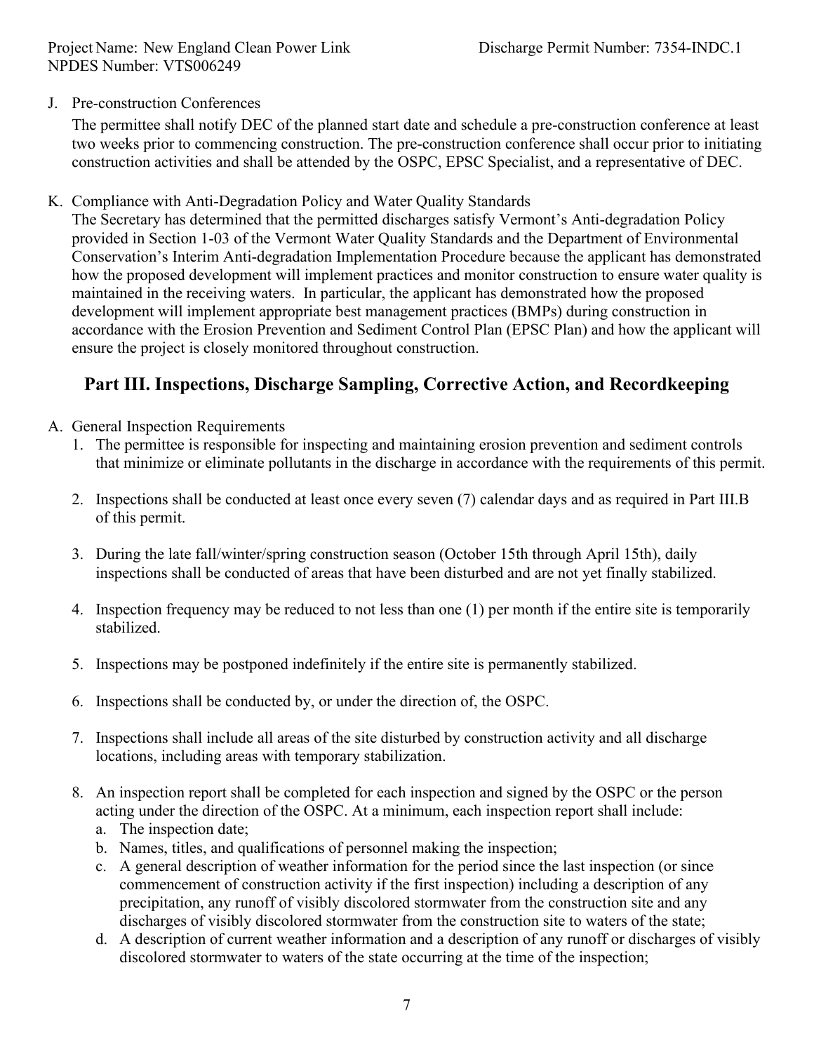J. Pre-construction Conferences

The permittee shall notify DEC of the planned start date and schedule a pre-construction conference at least two weeks prior to commencing construction. The pre-construction conference shall occur prior to initiating construction activities and shall be attended by the OSPC, EPSC Specialist, and a representative of DEC.

K. Compliance with Anti-Degradation Policy and Water Quality Standards

The Secretary has determined that the permitted discharges satisfy Vermont's Anti-degradation Policy provided in Section 1-03 of the Vermont Water Quality Standards and the Department of Environmental Conservation's Interim Anti-degradation Implementation Procedure because the applicant has demonstrated how the proposed development will implement practices and monitor construction to ensure water quality is maintained in the receiving waters. In particular, the applicant has demonstrated how the proposed development will implement appropriate best management practices (BMPs) during construction in accordance with the Erosion Prevention and Sediment Control Plan (EPSC Plan) and how the applicant will ensure the project is closely monitored throughout construction.

## Part III. Inspections, Discharge Sampling, Corrective Action, and Recordkeeping

A. General Inspection Requirements

1. The permittee is responsible for inspecting and maintaining erosion prevention and sediment controls that minimize or eliminate pollutants in the discharge in accordance with the requirements of this permit.
2. Inspections shall be conducted at least once every seven (7) calendar days and as required in Part III.B of this permit.
3. During the late fall/winter/spring construction season (October 15th through April 15th), daily inspections shall be conducted of areas that have been disturbed and are not yet finally stabilized.
4. Inspection frequency may be reduced to not less than one (1) per month if the entire site is temporarily stabilized.
5. Inspections may be postponed indefinitely if the entire site is permanently stabilized.
6. Inspections shall be conducted by, or under the direction of, the OSPC.
7. Inspections shall include all areas of the site disturbed by construction activity and all discharge locations, including areas with temporary stabilization.
8. An inspection report shall be completed for each inspection and signed by the OSPC or the person acting under the direction of the OSPC. At a minimum, each inspection report shall include:
   a. The inspection date;
   b. Names, titles, and qualifications of personnel making the inspection;
   c. A general description of weather information for the period since the last inspection (or since commencement of construction activity if the first inspection) including a description of any precipitation, any runoff of visibly discolored stormwater from the construction site and any discharges of visibly discolored stormwater from the construction site to waters of the state;
   d. A description of current weather information and a description of any runoff or discharges of visibly discolored stormwater to waters of the state occurring at the time of the inspection;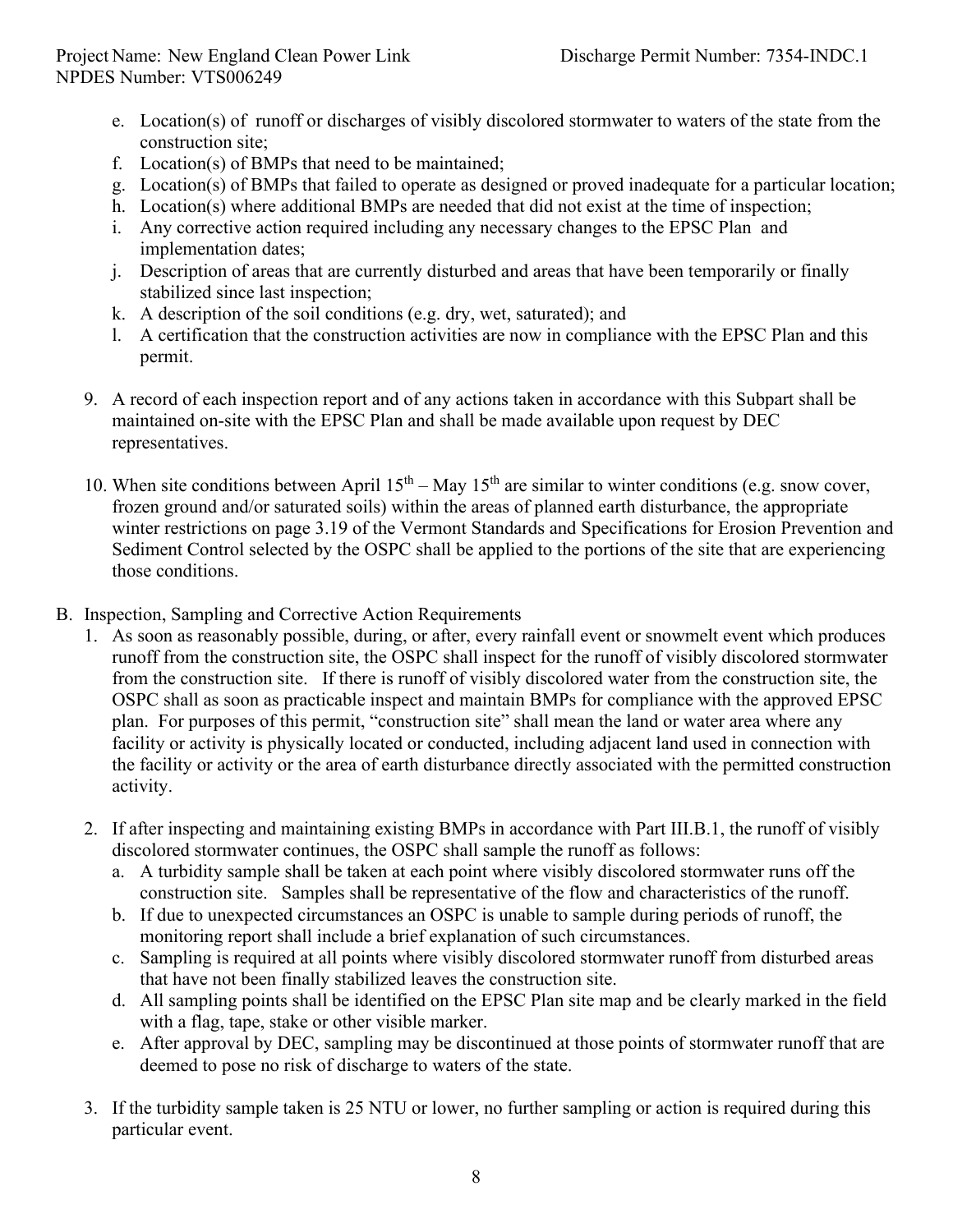e. Location(s) of runoff or discharges of visibly discolored stormwater to waters of the state from the construction site;
f. Location(s) of BMPs that need to be maintained;
g. Location(s) of BMPs that failed to operate as designed or proved inadequate for a particular location;
h. Location(s) where additional BMPs are needed that did not exist at the time of inspection;
i. Any corrective action required including any necessary changes to the EPSC Plan and implementation dates;
j. Description of areas that are currently disturbed and areas that have been temporarily or finally stabilized since last inspection;
k. A description of the soil conditions (e.g. dry, wet, saturated); and
l. A certification that the construction activities are now in compliance with the EPSC Plan and this permit.

9. A record of each inspection report and of any actions taken in accordance with this Subpart shall be maintained on-site with the EPSC Plan and shall be made available upon request by DEC representatives.

10. When site conditions between April 15th – May 15th are similar to winter conditions (e.g. snow cover, frozen ground and/or saturated soils) within the areas of planned earth disturbance, the appropriate winter restrictions on page 3.19 of the Vermont Standards and Specifications for Erosion Prevention and Sediment Control selected by the OSPC shall be applied to the portions of the site that are experiencing those conditions.

B. Inspection, Sampling and Corrective Action Requirements

1. As soon as reasonably possible, during, or after, every rainfall event or snowmelt event which produces runoff from the construction site, the OSPC shall inspect for the runoff of visibly discolored stormwater from the construction site. If there is runoff of visibly discolored water from the construction site, the OSPC shall as soon as practicable inspect and maintain BMPs for compliance with the approved EPSC plan. For purposes of this permit, "construction site" shall mean the land or water area where any facility or activity is physically located or conducted, including adjacent land used in connection with the facility or activity or the area of earth disturbance directly associated with the permitted construction activity.

2. If after inspecting and maintaining existing BMPs in accordance with Part III.B.1, the runoff of visibly discolored stormwater continues, the OSPC shall sample the runoff as follows:
   a. A turbidity sample shall be taken at each point where visibly discolored stormwater runs off the construction site. Samples shall be representative of the flow and characteristics of the runoff.
   b. If due to unexpected circumstances an OSPC is unable to sample during periods of runoff, the monitoring report shall include a brief explanation of such circumstances.
   c. Sampling is required at all points where visibly discolored stormwater runoff from disturbed areas that have not been finally stabilized leaves the construction site.
   d. All sampling points shall be identified on the EPSC Plan site map and be clearly marked in the field with a flag, tape, stake or other visible marker.
   e. After approval by DEC, sampling may be discontinued at those points of stormwater runoff that are deemed to pose no risk of discharge to waters of the state.

3. If the turbidity sample taken is 25 NTU or lower, no further sampling or action is required during this particular event.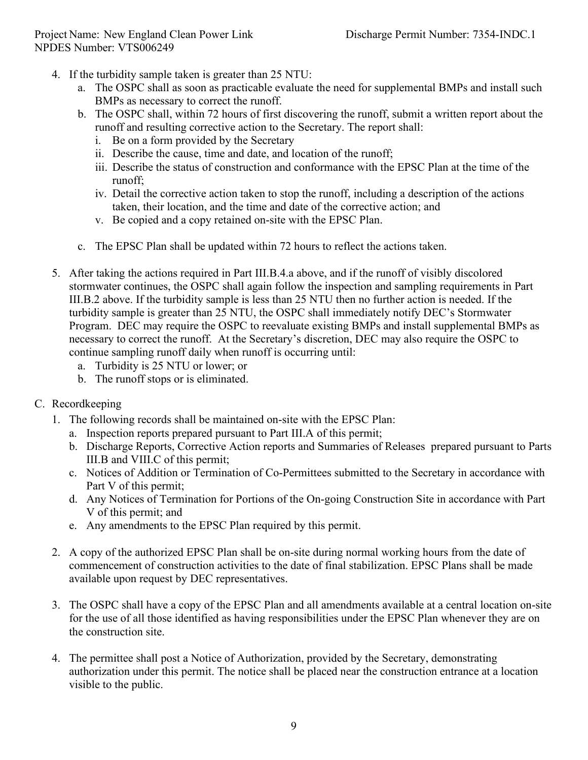4. If the turbidity sample taken is greater than 25 NTU:
   a. The OSPC shall as soon as practicable evaluate the need for supplemental BMPs and install such BMPs as necessary to correct the runoff.
   b. The OSPC shall, within 72 hours of first discovering the runoff, submit a written report about the runoff and resulting corrective action to the Secretary. The report shall:
      i. Be on a form provided by the Secretary
      ii. Describe the cause, time and date, and location of the runoff;
      iii. Describe the status of construction and conformance with the EPSC Plan at the time of the runoff;
      iv. Detail the corrective action taken to stop the runoff, including a description of the actions taken, their location, and the time and date of the corrective action; and
      v. Be copied and a copy retained on-site with the EPSC Plan.

   c. The EPSC Plan shall be updated within 72 hours to reflect the actions taken.

5. After taking the actions required in Part III.B.4.a above, and if the runoff of visibly discolored stormwater continues, the OSPC shall again follow the inspection and sampling requirements in Part III.B.2 above. If the turbidity sample is less than 25 NTU then no further action is needed. If the turbidity sample is greater than 25 NTU, the OSPC shall immediately notify DEC's Stormwater Program. DEC may require the OSPC to reevaluate existing BMPs and install supplemental BMPs as necessary to correct the runoff. At the Secretary's discretion, DEC may also require the OSPC to continue sampling runoff daily when runoff is occurring until:
   a. Turbidity is 25 NTU or lower; or
   b. The runoff stops or is eliminated.

C. Recordkeeping

1. The following records shall be maintained on-site with the EPSC Plan:
   a. Inspection reports prepared pursuant to Part III.A of this permit;
   b. Discharge Reports, Corrective Action reports and Summaries of Releases prepared pursuant to Parts III.B and VIII.C of this permit;
   c. Notices of Addition or Termination of Co-Permittees submitted to the Secretary in accordance with Part V of this permit;
   d. Any Notices of Termination for Portions of the On-going Construction Site in accordance with Part V of this permit; and
   e. Any amendments to the EPSC Plan required by this permit.

2. A copy of the authorized EPSC Plan shall be on-site during normal working hours from the date of commencement of construction activities to the date of final stabilization. EPSC Plans shall be made available upon request by DEC representatives.

3. The OSPC shall have a copy of the EPSC Plan and all amendments available at a central location on-site for the use of all those identified as having responsibilities under the EPSC Plan whenever they are on the construction site.

4. The permittee shall post a Notice of Authorization, provided by the Secretary, demonstrating authorization under this permit. The notice shall be placed near the construction entrance at a location visible to the public.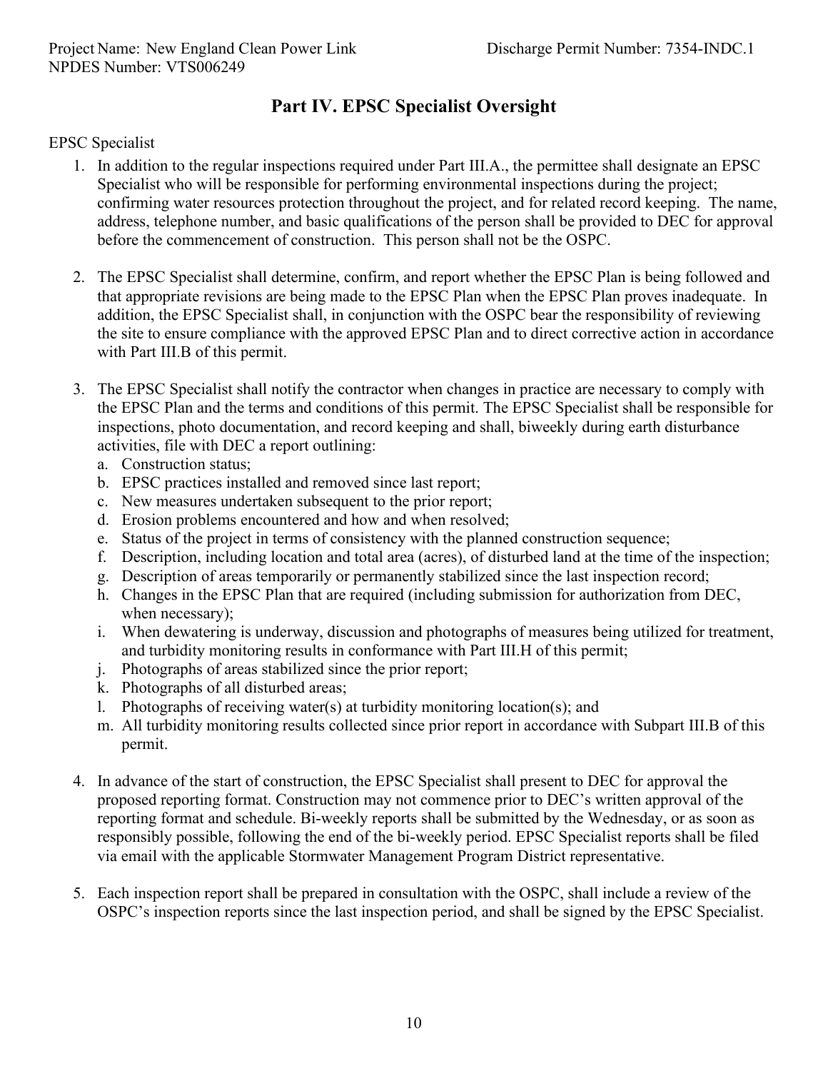## Part IV. EPSC Specialist Oversight

EPSC Specialist

1. In addition to the regular inspections required under Part III.A., the permittee shall designate an EPSC Specialist who will be responsible for performing environmental inspections during the project; confirming water resources protection throughout the project, and for related record keeping. The name, address, telephone number, and basic qualifications of the person shall be provided to DEC for approval before the commencement of construction. This person shall not be the OSPC.

2. The EPSC Specialist shall determine, confirm, and report whether the EPSC Plan is being followed and that appropriate revisions are being made to the EPSC Plan when the EPSC Plan proves inadequate. In addition, the EPSC Specialist shall, in conjunction with the OSPC bear the responsibility of reviewing the site to ensure compliance with the approved EPSC Plan and to direct corrective action in accordance with Part III.B of this permit.

3. The EPSC Specialist shall notify the contractor when changes in practice are necessary to comply with the EPSC Plan and the terms and conditions of this permit. The EPSC Specialist shall be responsible for inspections, photo documentation, and record keeping and shall, biweekly during earth disturbance activities, file with DEC a report outlining:
   a. Construction status;
   b. EPSC practices installed and removed since last report;
   c. New measures undertaken subsequent to the prior report;
   d. Erosion problems encountered and how and when resolved;
   e. Status of the project in terms of consistency with the planned construction sequence;
   f. Description, including location and total area (acres), of disturbed land at the time of the inspection;
   g. Description of areas temporarily or permanently stabilized since the last inspection record;
   h. Changes in the EPSC Plan that are required (including submission for authorization from DEC, when necessary);
   i. When dewatering is underway, discussion and photographs of measures being utilized for treatment, and turbidity monitoring results in conformance with Part III.H of this permit;
   j. Photographs of areas stabilized since the prior report;
   k. Photographs of all disturbed areas;
   l. Photographs of receiving water(s) at turbidity monitoring location(s); and
   m. All turbidity monitoring results collected since prior report in accordance with Subpart III.B of this permit.

4. In advance of the start of construction, the EPSC Specialist shall present to DEC for approval the proposed reporting format. Construction may not commence prior to DEC's written approval of the reporting format and schedule. Bi-weekly reports shall be submitted by the Wednesday, or as soon as responsibly possible, following the end of the bi-weekly period. EPSC Specialist reports shall be filed via email with the applicable Stormwater Management Program District representative.

5. Each inspection report shall be prepared in consultation with the OSPC, shall include a review of the OSPC's inspection reports since the last inspection period, and shall be signed by the EPSC Specialist.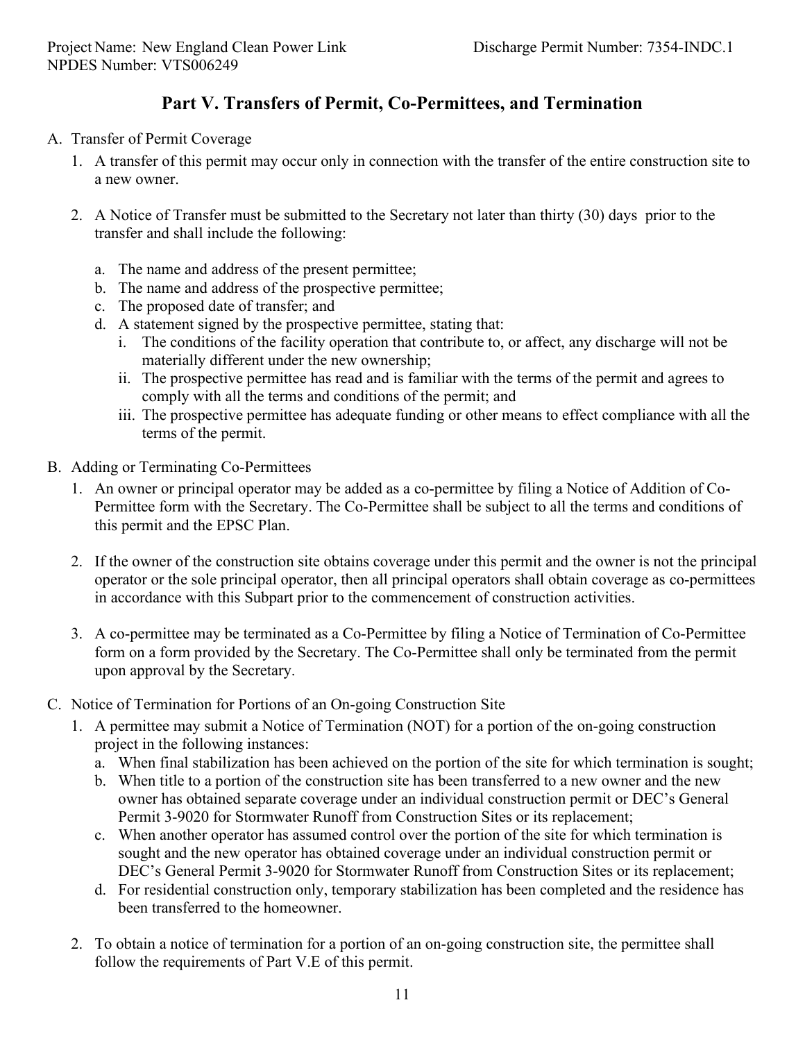## Part V. Transfers of Permit, Co-Permittees, and Termination

A. Transfer of Permit Coverage

1. A transfer of this permit may occur only in connection with the transfer of the entire construction site to a new owner.

2. A Notice of Transfer must be submitted to the Secretary not later than thirty (30) days prior to the transfer and shall include the following:

   a. The name and address of the present permittee;
   b. The name and address of the prospective permittee;
   c. The proposed date of transfer; and
   d. A statement signed by the prospective permittee, stating that:
      i. The conditions of the facility operation that contribute to, or affect, any discharge will not be materially different under the new ownership;
      ii. The prospective permittee has read and is familiar with the terms of the permit and agrees to comply with all the terms and conditions of the permit; and
      iii. The prospective permittee has adequate funding or other means to effect compliance with all the terms of the permit.

B. Adding or Terminating Co-Permittees

1. An owner or principal operator may be added as a co-permittee by filing a Notice of Addition of Co-Permittee form with the Secretary. The Co-Permittee shall be subject to all the terms and conditions of this permit and the EPSC Plan.

2. If the owner of the construction site obtains coverage under this permit and the owner is not the principal operator or the sole principal operator, then all principal operators shall obtain coverage as co-permittees in accordance with this Subpart prior to the commencement of construction activities.

3. A co-permittee may be terminated as a Co-Permittee by filing a Notice of Termination of Co-Permittee form on a form provided by the Secretary. The Co-Permittee shall only be terminated from the permit upon approval by the Secretary.

C. Notice of Termination for Portions of an On-going Construction Site

1. A permittee may submit a Notice of Termination (NOT) for a portion of the on-going construction project in the following instances:
   a. When final stabilization has been achieved on the portion of the site for which termination is sought;
   b. When title to a portion of the construction site has been transferred to a new owner and the new owner has obtained separate coverage under an individual construction permit or DEC's General Permit 3-9020 for Stormwater Runoff from Construction Sites or its replacement;
   c. When another operator has assumed control over the portion of the site for which termination is sought and the new operator has obtained coverage under an individual construction permit or DEC's General Permit 3-9020 for Stormwater Runoff from Construction Sites or its replacement;
   d. For residential construction only, temporary stabilization has been completed and the residence has been transferred to the homeowner.

2. To obtain a notice of termination for a portion of an on-going construction site, the permittee shall follow the requirements of Part V.E of this permit.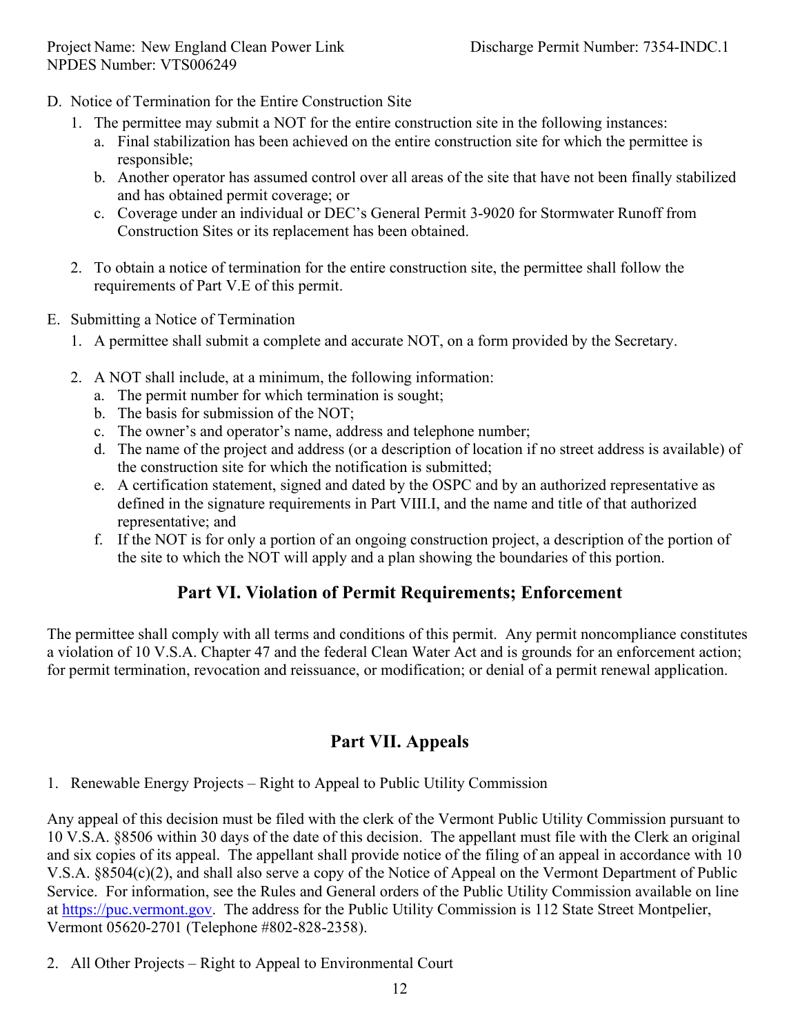D. Notice of Termination for the Entire Construction Site

1. The permittee may submit a NOT for the entire construction site in the following instances:
   a. Final stabilization has been achieved on the entire construction site for which the permittee is responsible;
   b. Another operator has assumed control over all areas of the site that have not been finally stabilized and has obtained permit coverage; or
   c. Coverage under an individual or DEC's General Permit 3-9020 for Stormwater Runoff from Construction Sites or its replacement has been obtained.

2. To obtain a notice of termination for the entire construction site, the permittee shall follow the requirements of Part V.E of this permit.

E. Submitting a Notice of Termination

1. A permittee shall submit a complete and accurate NOT, on a form provided by the Secretary.

2. A NOT shall include, at a minimum, the following information:
   a. The permit number for which termination is sought;
   b. The basis for submission of the NOT;
   c. The owner's and operator's name, address and telephone number;
   d. The name of the project and address (or a description of location if no street address is available) of the construction site for which the notification is submitted;
   e. A certification statement, signed and dated by the OSPC and by an authorized representative as defined in the signature requirements in Part VIII.I, and the name and title of that authorized representative; and
   f. If the NOT is for only a portion of an ongoing construction project, a description of the portion of the site to which the NOT will apply and a plan showing the boundaries of this portion.

## Part VI. Violation of Permit Requirements; Enforcement

The permittee shall comply with all terms and conditions of this permit. Any permit noncompliance constitutes a violation of 10 V.S.A. Chapter 47 and the federal Clean Water Act and is grounds for an enforcement action; for permit termination, revocation and reissuance, or modification; or denial of a permit renewal application.

## Part VII. Appeals

1. Renewable Energy Projects – Right to Appeal to Public Utility Commission

Any appeal of this decision must be filed with the clerk of the Vermont Public Utility Commission pursuant to 10 V.S.A. §8506 within 30 days of the date of this decision. The appellant must file with the Clerk an original and six copies of its appeal. The appellant shall provide notice of the filing of an appeal in accordance with 10 V.S.A. §8504(c)(2), and shall also serve a copy of the Notice of Appeal on the Vermont Department of Public Service. For information, see the Rules and General orders of the Public Utility Commission available on line at [https://puc.vermont.gov](https://puc.vermont.gov). The address for the Public Utility Commission is 112 State Street Montpelier, Vermont 05620-2701 (Telephone #802-828-2358).

2. All Other Projects – Right to Appeal to Environmental Court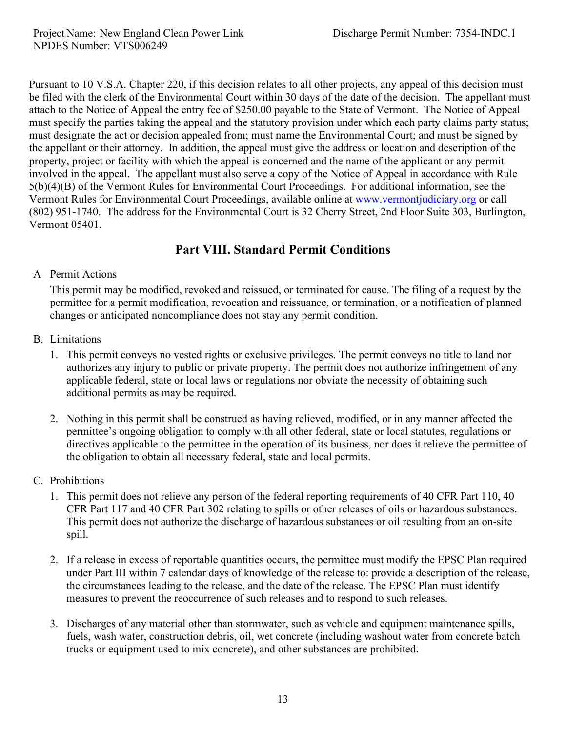Pursuant to 10 V.S.A. Chapter 220, if this decision relates to all other projects, any appeal of this decision must be filed with the clerk of the Environmental Court within 30 days of the date of the decision. The appellant must attach to the Notice of Appeal the entry fee of $250.00 payable to the State of Vermont. The Notice of Appeal must specify the parties taking the appeal and the statutory provision under which each party claims party status; must designate the act or decision appealed from; must name the Environmental Court; and must be signed by the appellant or their attorney. In addition, the appeal must give the address or location and description of the property, project or facility with which the appeal is concerned and the name of the applicant or any permit involved in the appeal. The appellant must also serve a copy of the Notice of Appeal in accordance with Rule 5(b)(4)(B) of the Vermont Rules for Environmental Court Proceedings. For additional information, see the Vermont Rules for Environmental Court Proceedings, available online at www.vermontjudiciary.org or call (802) 951-1740. The address for the Environmental Court is 32 Cherry Street, 2nd Floor Suite 303, Burlington, Vermont 05401.

## Part VIII. Standard Permit Conditions

A Permit Actions

This permit may be modified, revoked and reissued, or terminated for cause. The filing of a request by the permittee for a permit modification, revocation and reissuance, or termination, or a notification of planned changes or anticipated noncompliance does not stay any permit condition.

B. Limitations

1. This permit conveys no vested rights or exclusive privileges. The permit conveys no title to land nor authorizes any injury to public or private property. The permit does not authorize infringement of any applicable federal, state or local laws or regulations nor obviate the necessity of obtaining such additional permits as may be required.

2. Nothing in this permit shall be construed as having relieved, modified, or in any manner affected the permittee's ongoing obligation to comply with all other federal, state or local statutes, regulations or directives applicable to the permittee in the operation of its business, nor does it relieve the permittee of the obligation to obtain all necessary federal, state and local permits.

C. Prohibitions

1. This permit does not relieve any person of the federal reporting requirements of 40 CFR Part 110, 40 CFR Part 117 and 40 CFR Part 302 relating to spills or other releases of oils or hazardous substances. This permit does not authorize the discharge of hazardous substances or oil resulting from an on-site spill.

2. If a release in excess of reportable quantities occurs, the permittee must modify the EPSC Plan required under Part III within 7 calendar days of knowledge of the release to: provide a description of the release, the circumstances leading to the release, and the date of the release. The EPSC Plan must identify measures to prevent the reoccurrence of such releases and to respond to such releases.

3. Discharges of any material other than stormwater, such as vehicle and equipment maintenance spills, fuels, wash water, construction debris, oil, wet concrete (including washout water from concrete batch trucks or equipment used to mix concrete), and other substances are prohibited.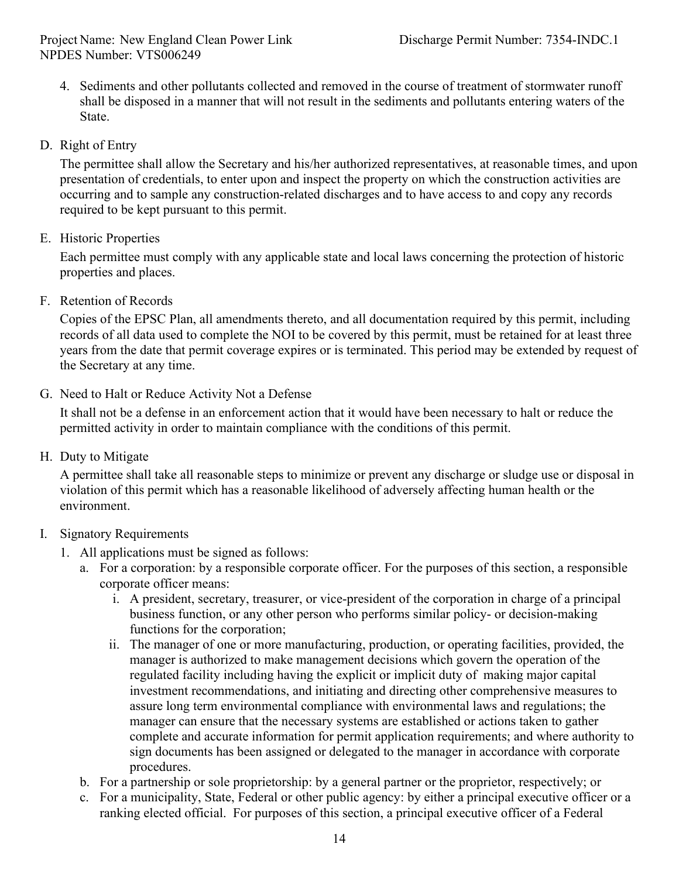4. Sediments and other pollutants collected and removed in the course of treatment of stormwater runoff shall be disposed in a manner that will not result in the sediments and pollutants entering waters of the State.

D. Right of Entry

The permittee shall allow the Secretary and his/her authorized representatives, at reasonable times, and upon presentation of credentials, to enter upon and inspect the property on which the construction activities are occurring and to sample any construction-related discharges and to have access to and copy any records required to be kept pursuant to this permit.

E. Historic Properties

Each permittee must comply with any applicable state and local laws concerning the protection of historic properties and places.

F. Retention of Records

Copies of the EPSC Plan, all amendments thereto, and all documentation required by this permit, including records of all data used to complete the NOI to be covered by this permit, must be retained for at least three years from the date that permit coverage expires or is terminated. This period may be extended by request of the Secretary at any time.

G. Need to Halt or Reduce Activity Not a Defense

It shall not be a defense in an enforcement action that it would have been necessary to halt or reduce the permitted activity in order to maintain compliance with the conditions of this permit.

H. Duty to Mitigate

A permittee shall take all reasonable steps to minimize or prevent any discharge or sludge use or disposal in violation of this permit which has a reasonable likelihood of adversely affecting human health or the environment.

I. Signatory Requirements

1. All applications must be signed as follows:
   a. For a corporation: by a responsible corporate officer. For the purposes of this section, a responsible corporate officer means:
      i. A president, secretary, treasurer, or vice-president of the corporation in charge of a principal business function, or any other person who performs similar policy- or decision-making functions for the corporation;
      ii. The manager of one or more manufacturing, production, or operating facilities, provided, the manager is authorized to make management decisions which govern the operation of the regulated facility including having the explicit or implicit duty of making major capital investment recommendations, and initiating and directing other comprehensive measures to assure long term environmental compliance with environmental laws and regulations; the manager can ensure that the necessary systems are established or actions taken to gather complete and accurate information for permit application requirements; and where authority to sign documents has been assigned or delegated to the manager in accordance with corporate procedures.
   b. For a partnership or sole proprietorship: by a general partner or the proprietor, respectively; or
   c. For a municipality, State, Federal or other public agency: by either a principal executive officer or a ranking elected official. For purposes of this section, a principal executive officer of a Federal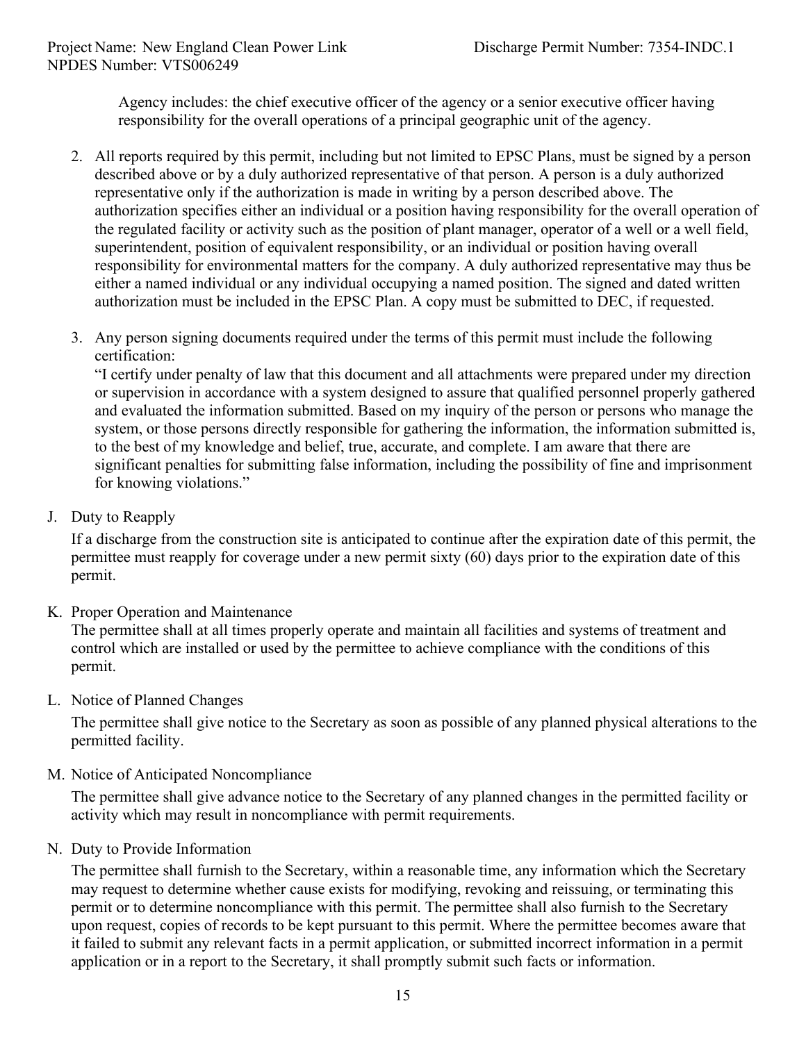Agency includes: the chief executive officer of the agency or a senior executive officer having responsibility for the overall operations of a principal geographic unit of the agency.

2. All reports required by this permit, including but not limited to EPSC Plans, must be signed by a person described above or by a duly authorized representative of that person. A person is a duly authorized representative only if the authorization is made in writing by a person described above. The authorization specifies either an individual or a position having responsibility for the overall operation of the regulated facility or activity such as the position of plant manager, operator of a well or a well field, superintendent, position of equivalent responsibility, or an individual or position having overall responsibility for environmental matters for the company. A duly authorized representative may thus be either a named individual or any individual occupying a named position. The signed and dated written authorization must be included in the EPSC Plan. A copy must be submitted to DEC, if requested.

3. Any person signing documents required under the terms of this permit must include the following certification:
   "I certify under penalty of law that this document and all attachments were prepared under my direction or supervision in accordance with a system designed to assure that qualified personnel properly gathered and evaluated the information submitted. Based on my inquiry of the person or persons who manage the system, or those persons directly responsible for gathering the information, the information submitted is, to the best of my knowledge and belief, true, accurate, and complete. I am aware that there are significant penalties for submitting false information, including the possibility of fine and imprisonment for knowing violations."

J. Duty to Reapply

If a discharge from the construction site is anticipated to continue after the expiration date of this permit, the permittee must reapply for coverage under a new permit sixty (60) days prior to the expiration date of this permit.

K. Proper Operation and Maintenance

The permittee shall at all times properly operate and maintain all facilities and systems of treatment and control which are installed or used by the permittee to achieve compliance with the conditions of this permit.

L. Notice of Planned Changes

The permittee shall give notice to the Secretary as soon as possible of any planned physical alterations to the permitted facility.

M. Notice of Anticipated Noncompliance

The permittee shall give advance notice to the Secretary of any planned changes in the permitted facility or activity which may result in noncompliance with permit requirements.

N. Duty to Provide Information

The permittee shall furnish to the Secretary, within a reasonable time, any information which the Secretary may request to determine whether cause exists for modifying, revoking and reissuing, or terminating this permit or to determine noncompliance with this permit. The permittee shall also furnish to the Secretary upon request, copies of records to be kept pursuant to this permit. Where the permittee becomes aware that it failed to submit any relevant facts in a permit application, or submitted incorrect information in a permit application or in a report to the Secretary, it shall promptly submit such facts or information.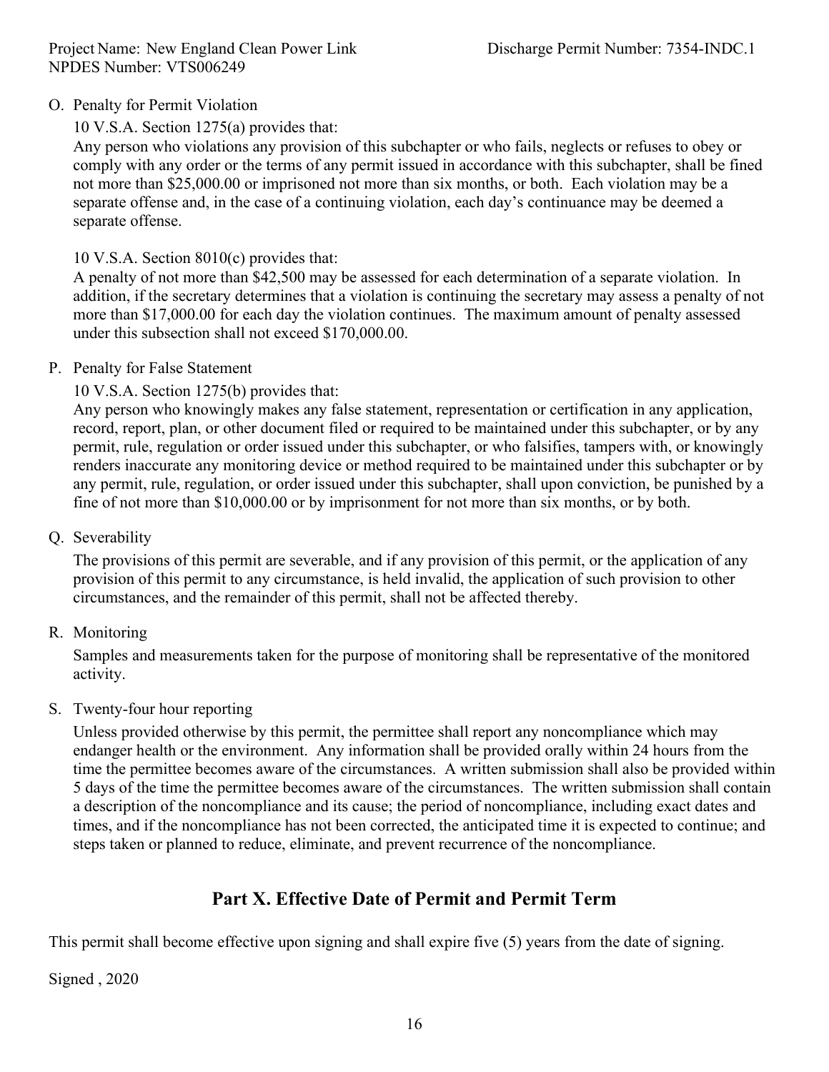O. Penalty for Permit Violation

10 V.S.A. Section 1275(a) provides that:

Any person who violations any provision of this subchapter or who fails, neglects or refuses to obey or comply with any order or the terms of any permit issued in accordance with this subchapter, shall be fined not more than $25,000.00 or imprisoned not more than six months, or both. Each violation may be a separate offense and, in the case of a continuing violation, each day's continuance may be deemed a separate offense.

10 V.S.A. Section 8010(c) provides that:

A penalty of not more than $42,500 may be assessed for each determination of a separate violation. In addition, if the secretary determines that a violation is continuing the secretary may assess a penalty of not more than $17,000.00 for each day the violation continues. The maximum amount of penalty assessed under this subsection shall not exceed $170,000.00.

P. Penalty for False Statement

10 V.S.A. Section 1275(b) provides that:

Any person who knowingly makes any false statement, representation or certification in any application, record, report, plan, or other document filed or required to be maintained under this subchapter, or by any permit, rule, regulation or order issued under this subchapter, or who falsifies, tampers with, or knowingly renders inaccurate any monitoring device or method required to be maintained under this subchapter or by any permit, rule, regulation, or order issued under this subchapter, shall upon conviction, be punished by a fine of not more than $10,000.00 or by imprisonment for not more than six months, or by both.

Q. Severability

The provisions of this permit are severable, and if any provision of this permit, or the application of any provision of this permit to any circumstance, is held invalid, the application of such provision to other circumstances, and the remainder of this permit, shall not be affected thereby.

R. Monitoring

Samples and measurements taken for the purpose of monitoring shall be representative of the monitored activity.

S. Twenty-four hour reporting

Unless provided otherwise by this permit, the permittee shall report any noncompliance which may endanger health or the environment. Any information shall be provided orally within 24 hours from the time the permittee becomes aware of the circumstances. A written submission shall also be provided within 5 days of the time the permittee becomes aware of the circumstances. The written submission shall contain a description of the noncompliance and its cause; the period of noncompliance, including exact dates and times, and if the noncompliance has not been corrected, the anticipated time it is expected to continue; and steps taken or planned to reduce, eliminate, and prevent recurrence of the noncompliance.

## Part X. Effective Date of Permit and Permit Term

This permit shall become effective upon signing and shall expire five (5) years from the date of signing.

Signed , 2020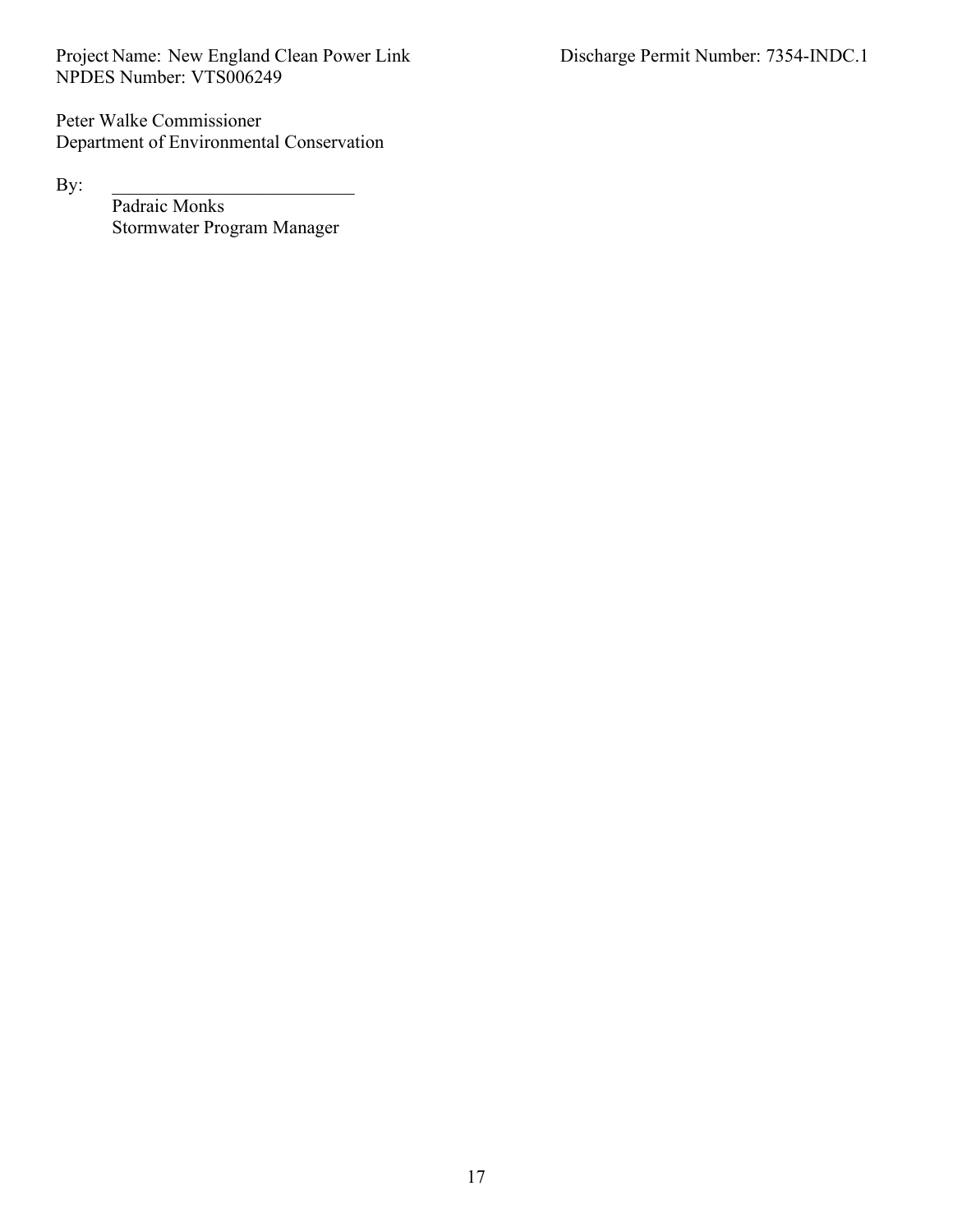Project Name: New England Clean Power Link
NPDES Number: VTS006249

Discharge Permit Number: 7354-INDC.1

Peter Walke Commissioner
Department of Environmental Conservation

By: \_\_\_\_\_\_\_\_\_\_\_\_\_\_\_\_\_\_\_\_\_\_\_\_\_\_\_

Padraic Monks
Stormwater Program Manager